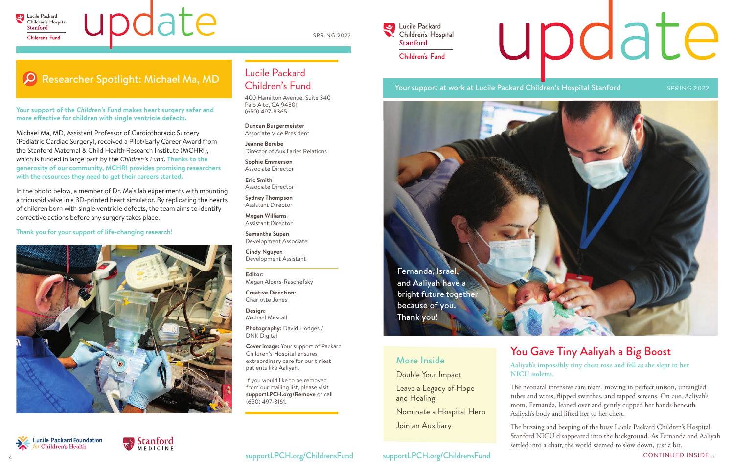# update

SPRING 2022

## Researcher Spotlight: Michael Ma, MD

**Your support of the *Children's Fund* makes heart surgery safer and more effective for children with single ventricle defects.**

Michael Ma, MD, Assistant Professor of Cardiothoracic Surgery (Pediatric Cardiac Surgery), received a Pilot/Early Career Award from the Stanford Maternal & Child Health Research Institute (MCHRI), which is funded in large part by the *Children's Fund*. **Thanks to the generosity of our community, MCHRI provides promising researchers with the resources they need to get their careers started.**

In the photo below, a member of Dr. Ma's lab experiments with mounting a tricuspid valve in a 3D-printed heart simulator. By replicating the hearts of children born with single ventricle defects, the team aims to identify corrective actions before any surgery takes place.

**Thank you for your support of life-changing research!**

Lucile Packard Foundation *for* Children's Health

Stanford MEDICINE

## Lucile Packard Children's Fund

400 Hamilton Avenue, Suite 340
Palo Alto, CA 94301
(650) 497-8365

**Duncan Burgermeister**
Associate Vice President

**Jeanne Berube**
Director of Auxiliaries Relations

**Sophie Emmerson**
Associate Director

**Eric Smith**
Associate Director

**Sydney Thompson**
Assistant Director

**Megan Williams**
Assistant Director

**Samantha Supan**
Development Associate

**Cindy Nguyen**
Development Assistant

**Editor:**
Megan Alpers-Raschefsky

**Creative Direction:**
Charlotte Jones

**Design:**
Michael Mescall

**Photography:** David Hodges / DNK Digital

**Cover image:** Your support of Packard Children's Hospital ensures extraordinary care for our tiniest patients like Aaliyah.

If you would like to be removed from our mailing list, please visit **supportLPCH.org/Remove** or call (650) 497-3161.

supportLPCH.org/ChildrensFund

---

Lucile Packard Children's Hospital Stanford
Children's Fund

# update

Your support at work at Lucile Packard Children's Hospital Stanford — SPRING 2022

Fernanda, Israel, and Aaliyah have a bright future together because of you. Thank you!

### More Inside

- Double Your Impact
- Leave a Legacy of Hope and Healing
- Nominate a Hospital Hero
- Join an Auxiliary

supportLPCH.org/ChildrensFund

## You Gave Tiny Aaliyah a Big Boost

**Aaliyah's impossibly tiny chest rose and fell as she slept in her NICU isolette.**

The neonatal intensive care team, moving in perfect unison, untangled tubes and wires, flipped switches, and tapped screens. On cue, Aaliyah's mom, Fernanda, leaned over and gently cupped her hands beneath Aaliyah's body and lifted her to her chest.

The buzzing and beeping of the busy Lucile Packard Children's Hospital Stanford NICU disappeared into the background. As Fernanda and Aaliyah settled into a chair, the world seemed to slow down, just a bit.

CONTINUED INSIDE...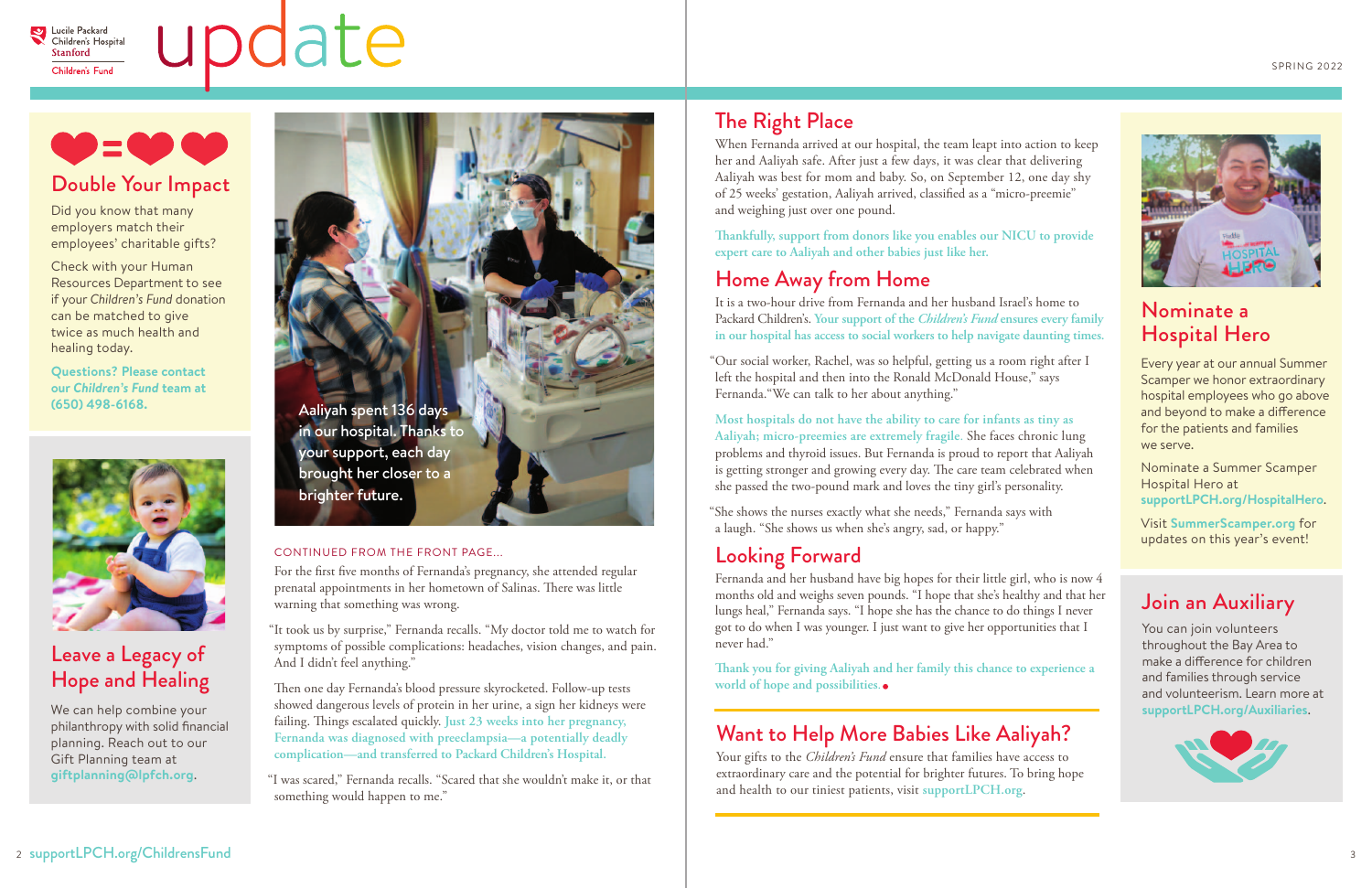# update

SPRING 2022

## Double Your Impact

Did you know that many employers match their employees' charitable gifts?

Check with your Human Resources Department to see if your *Children's Fund* donation can be matched to give twice as much health and healing today.

**Questions? Please contact our *Children's Fund* team at (650) 498-6168.**

## Leave a Legacy of Hope and Healing

We can help combine your philanthropy with solid financial planning. Reach out to our Gift Planning team at **giftplanning@lpfch.org**.

Aaliyah spent 136 days in our hospital. Thanks to your support, each day brought her closer to a brighter future.

CONTINUED FROM THE FRONT PAGE...

For the first five months of Fernanda's pregnancy, she attended regular prenatal appointments in her hometown of Salinas. There was little warning that something was wrong.

"It took us by surprise," Fernanda recalls. "My doctor told me to watch for symptoms of possible complications: headaches, vision changes, and pain. And I didn't feel anything."

Then one day Fernanda's blood pressure skyrocketed. Follow-up tests showed dangerous levels of protein in her urine, a sign her kidneys were failing. Things escalated quickly. Just 23 weeks into her pregnancy, Fernanda was diagnosed with preeclampsia—a potentially deadly complication—and transferred to Packard Children's Hospital.

"I was scared," Fernanda recalls. "Scared that she wouldn't make it, or that something would happen to me."

## The Right Place

When Fernanda arrived at our hospital, the team leapt into action to keep her and Aaliyah safe. After just a few days, it was clear that delivering Aaliyah was best for mom and baby. So, on September 12, one day shy of 25 weeks' gestation, Aaliyah arrived, classified as a "micro-preemie" and weighing just over one pound.

Thankfully, support from donors like you enables our NICU to provide expert care to Aaliyah and other babies just like her.

## Home Away from Home

It is a two-hour drive from Fernanda and her husband Israel's home to Packard Children's. Your support of the *Children's Fund* ensures every family in our hospital has access to social workers to help navigate daunting times.

"Our social worker, Rachel, was so helpful, getting us a room right after I left the hospital and then into the Ronald McDonald House," says Fernanda. "We can talk to her about anything."

Most hospitals do not have the ability to care for infants as tiny as Aaliyah; micro-preemies are extremely fragile. She faces chronic lung problems and thyroid issues. But Fernanda is proud to report that Aaliyah is getting stronger and growing every day. The care team celebrated when she passed the two-pound mark and loves the tiny girl's personality.

"She shows the nurses exactly what she needs," Fernanda says with a laugh. "She shows us when she's angry, sad, or happy."

## Looking Forward

Fernanda and her husband have big hopes for their little girl, who is now 4 months old and weighs seven pounds. "I hope that she's healthy and that her lungs heal," Fernanda says. "I hope she has the chance to do things I never got to do when I was younger. I just want to give her opportunities that I never had."

Thank you for giving Aaliyah and her family this chance to experience a world of hope and possibilities.

## Want to Help More Babies Like Aaliyah?

Your gifts to the *Children's Fund* ensure that families have access to extraordinary care and the potential for brighter futures. To bring hope and health to our tiniest patients, visit supportLPCH.org.

## Nominate a Hospital Hero

Every year at our annual Summer Scamper we honor extraordinary hospital employees who go above and beyond to make a difference for the patients and families we serve.

Nominate a Summer Scamper Hospital Hero at **supportLPCH.org/HospitalHero**.

Visit **SummerScamper.org** for updates on this year's event!

## Join an Auxiliary

You can join volunteers throughout the Bay Area to make a difference for children and families through service and volunteerism. Learn more at **supportLPCH.org/Auxiliaries**.